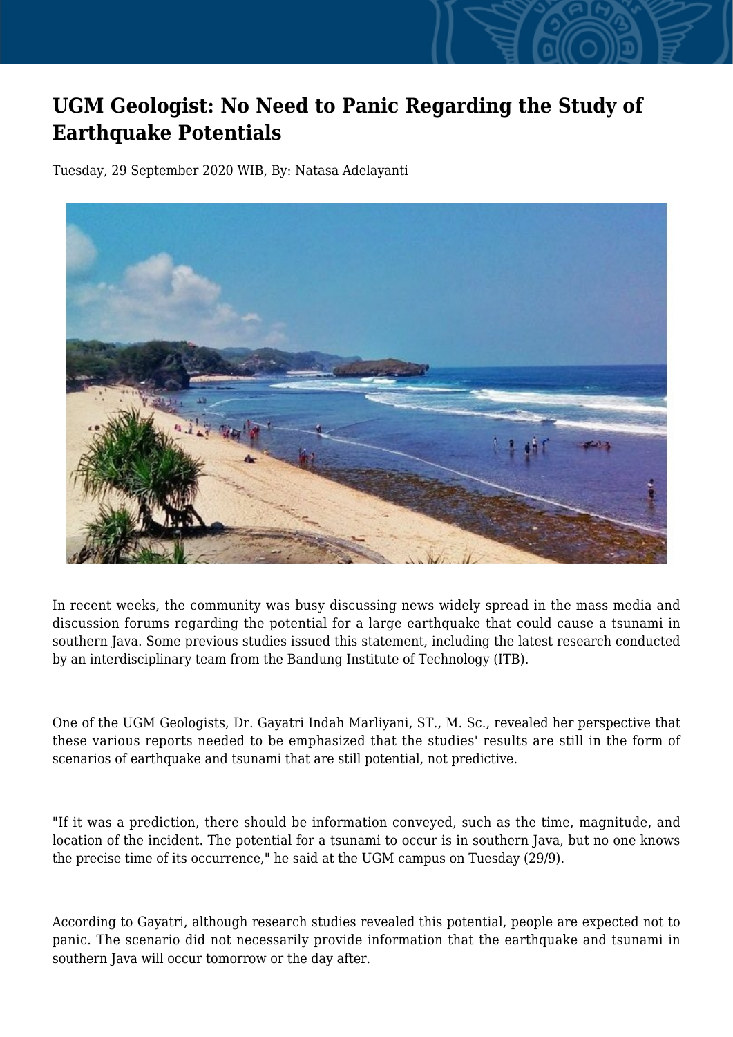# UGM Geologist: No Need to Panic Regarding the Study of Earthquake Potentials

Tuesday, 29 September 2020 WIB, By: Natasa Adelayanti

In recent weeks, the community was busy discussing news widely spread in the mass media and discussion forums regarding the potential for a large earthquake that could cause a tsunami in southern Java. Some previous studies issued this statement, including the latest research conducted by an interdisciplinary team from the Bandung Institute of Technology (ITB).

One of the UGM Geologists, Dr. Gayatri Indah Marliyani, ST., M. Sc., revealed her perspective that these various reports needed to be emphasized that the studies' results are still in the form of scenarios of earthquake and tsunami that are still potential, not predictive.

"If it was a prediction, there should be information conveyed, such as the time, magnitude, and location of the incident. The potential for a tsunami to occur is in southern Java, but no one knows the precise time of its occurrence," he said at the UGM campus on Tuesday (29/9).

According to Gayatri, although research studies revealed this potential, people are expected not to panic. The scenario did not necessarily provide information that the earthquake and tsunami in southern Java will occur tomorrow or the day after.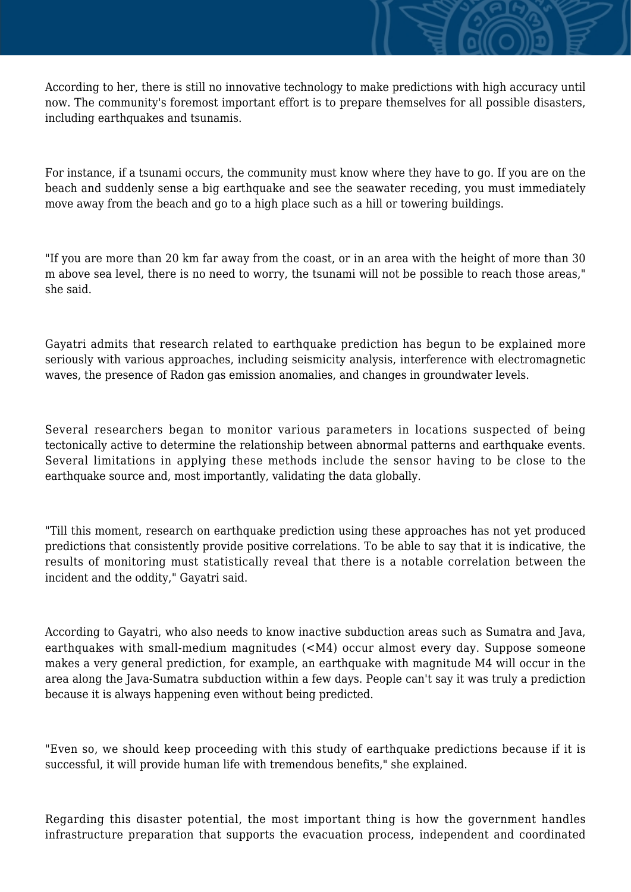According to her, there is still no innovative technology to make predictions with high accuracy until now. The community's foremost important effort is to prepare themselves for all possible disasters, including earthquakes and tsunamis.

For instance, if a tsunami occurs, the community must know where they have to go. If you are on the beach and suddenly sense a big earthquake and see the seawater receding, you must immediately move away from the beach and go to a high place such as a hill or towering buildings.

"If you are more than 20 km far away from the coast, or in an area with the height of more than 30 m above sea level, there is no need to worry, the tsunami will not be possible to reach those areas," she said.

Gayatri admits that research related to earthquake prediction has begun to be explained more seriously with various approaches, including seismicity analysis, interference with electromagnetic waves, the presence of Radon gas emission anomalies, and changes in groundwater levels.

Several researchers began to monitor various parameters in locations suspected of being tectonically active to determine the relationship between abnormal patterns and earthquake events. Several limitations in applying these methods include the sensor having to be close to the earthquake source and, most importantly, validating the data globally.

"Till this moment, research on earthquake prediction using these approaches has not yet produced predictions that consistently provide positive correlations. To be able to say that it is indicative, the results of monitoring must statistically reveal that there is a notable correlation between the incident and the oddity," Gayatri said.

According to Gayatri, who also needs to know inactive subduction areas such as Sumatra and Java, earthquakes with small-medium magnitudes (<M4) occur almost every day. Suppose someone makes a very general prediction, for example, an earthquake with magnitude M4 will occur in the area along the Java-Sumatra subduction within a few days. People can't say it was truly a prediction because it is always happening even without being predicted.

"Even so, we should keep proceeding with this study of earthquake predictions because if it is successful, it will provide human life with tremendous benefits," she explained.

Regarding this disaster potential, the most important thing is how the government handles infrastructure preparation that supports the evacuation process, independent and coordinated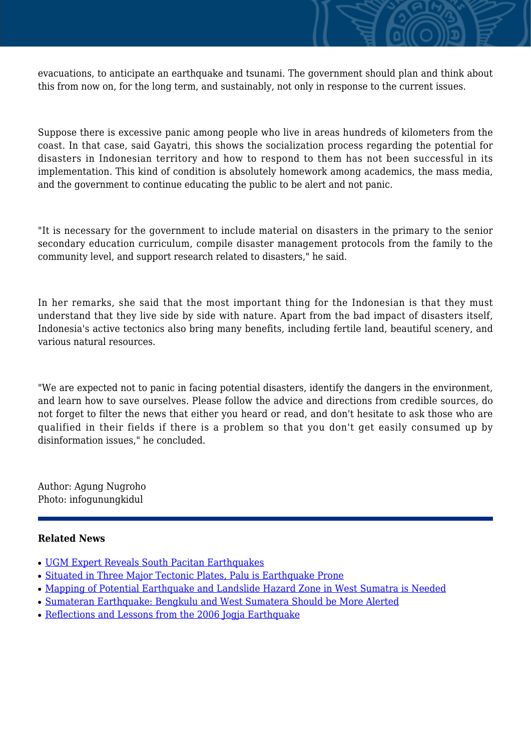evacuations, to anticipate an earthquake and tsunami. The government should plan and think about this from now on, for the long term, and sustainably, not only in response to the current issues.

Suppose there is excessive panic among people who live in areas hundreds of kilometers from the coast. In that case, said Gayatri, this shows the socialization process regarding the potential for disasters in Indonesian territory and how to respond to them has not been successful in its implementation. This kind of condition is absolutely homework among academics, the mass media, and the government to continue educating the public to be alert and not panic.

"It is necessary for the government to include material on disasters in the primary to the senior secondary education curriculum, compile disaster management protocols from the family to the community level, and support research related to disasters," he said.

In her remarks, she said that the most important thing for the Indonesian is that they must understand that they live side by side with nature. Apart from the bad impact of disasters itself, Indonesia's active tectonics also bring many benefits, including fertile land, beautiful scenery, and various natural resources.

"We are expected not to panic in facing potential disasters, identify the dangers in the environment, and learn how to save ourselves. Please follow the advice and directions from credible sources, do not forget to filter the news that either you heard or read, and don't hesitate to ask those who are qualified in their fields if there is a problem so that you don't get easily consumed up by disinformation issues," he concluded.

Author: Agung Nugroho
Photo: infogunungkidul

---

**Related News**

- UGM Expert Reveals South Pacitan Earthquakes
- Situated in Three Major Tectonic Plates, Palu is Earthquake Prone
- Mapping of Potential Earthquake and Landslide Hazard Zone in West Sumatra is Needed
- Sumateran Earthquake: Bengkulu and West Sumatera Should be More Alerted
- Reflections and Lessons from the 2006 Jogja Earthquake